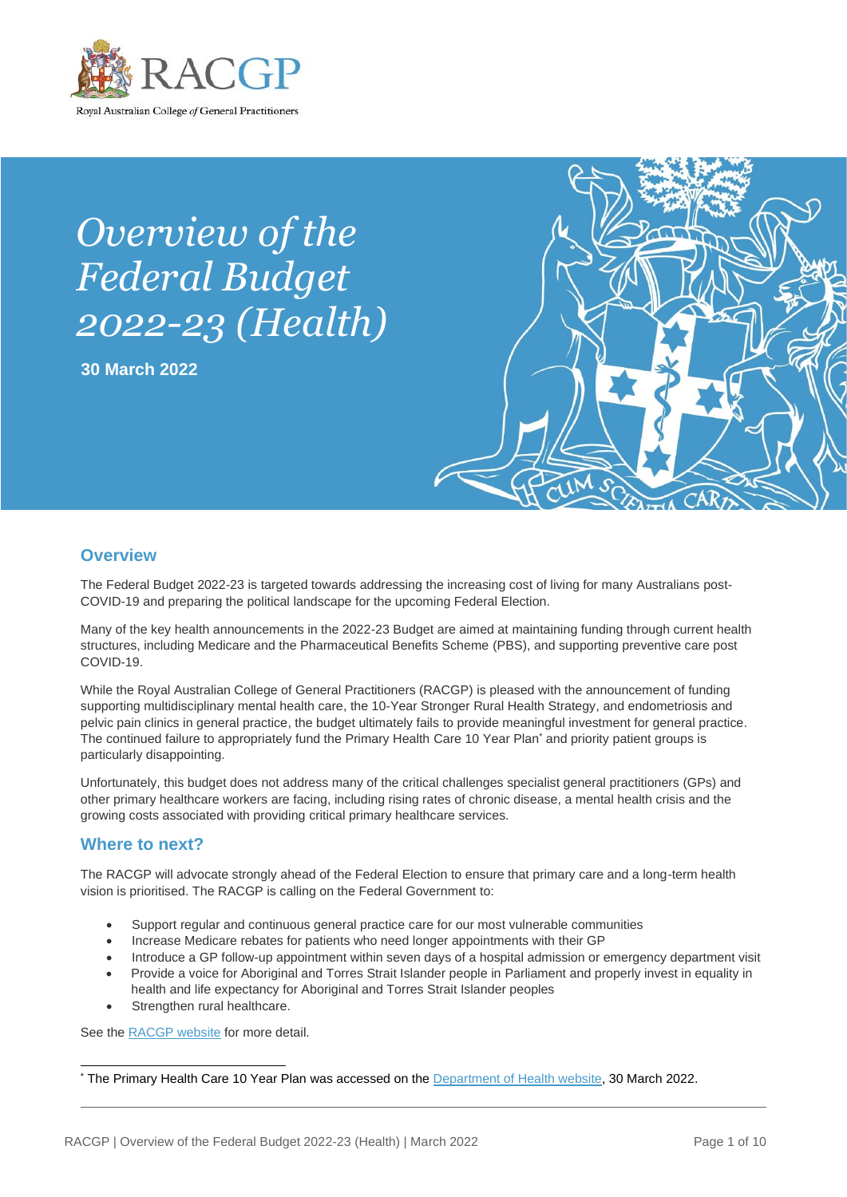# Overview of the Federal Budget 2022-23 (Health)

**30 March 2022**

## Overview

The Federal Budget 2022-23 is targeted towards addressing the increasing cost of living for many Australians post-COVID-19 and preparing the political landscape for the upcoming Federal Election.

Many of the key health announcements in the 2022-23 Budget are aimed at maintaining funding through current health structures, including Medicare and the Pharmaceutical Benefits Scheme (PBS), and supporting preventive care post COVID-19.

While the Royal Australian College of General Practitioners (RACGP) is pleased with the announcement of funding supporting multidisciplinary mental health care, the 10-Year Stronger Rural Health Strategy, and endometriosis and pelvic pain clinics in general practice, the budget ultimately fails to provide meaningful investment for general practice. The continued failure to appropriately fund the Primary Health Care 10 Year Plan* and priority patient groups is particularly disappointing.

Unfortunately, this budget does not address many of the critical challenges specialist general practitioners (GPs) and other primary healthcare workers are facing, including rising rates of chronic disease, a mental health crisis and the growing costs associated with providing critical primary healthcare services.

## Where to next?

The RACGP will advocate strongly ahead of the Federal Election to ensure that primary care and a long-term health vision is prioritised. The RACGP is calling on the Federal Government to:

- Support regular and continuous general practice care for our most vulnerable communities
- Increase Medicare rebates for patients who need longer appointments with their GP
- Introduce a GP follow-up appointment within seven days of a hospital admission or emergency department visit
- Provide a voice for Aboriginal and Torres Strait Islander people in Parliament and properly invest in equality in health and life expectancy for Aboriginal and Torres Strait Islander peoples
- Strengthen rural healthcare.

See the RACGP website for more detail.

---

* The Primary Health Care 10 Year Plan was accessed on the Department of Health website, 30 March 2022.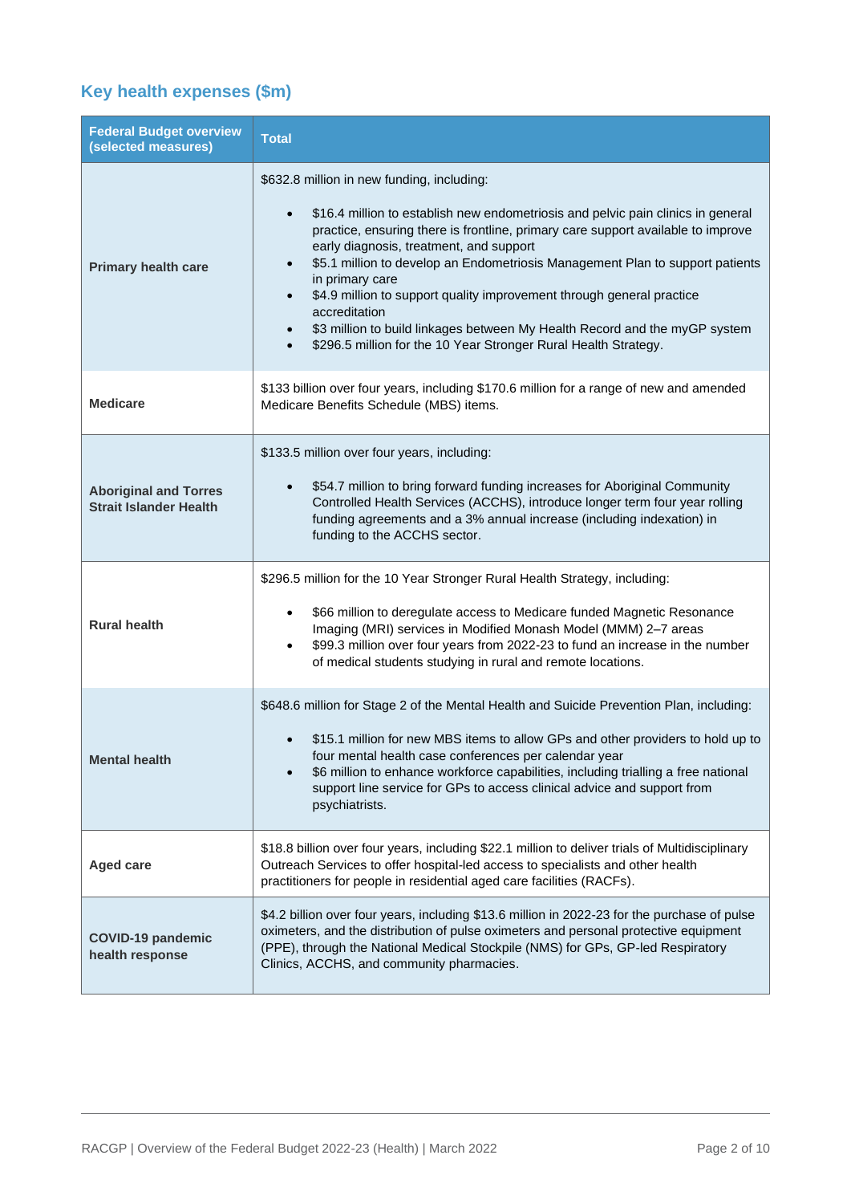## Key health expenses ($m)

| Federal Budget overview (selected measures) | Total |
|---|---|
| **Primary health care** | $632.8 million in new funding, including:<br><br>• $16.4 million to establish new endometriosis and pelvic pain clinics in general practice, ensuring there is frontline, primary care support available to improve early diagnosis, treatment, and support<br>• $5.1 million to develop an Endometriosis Management Plan to support patients in primary care<br>• $4.9 million to support quality improvement through general practice accreditation<br>• $3 million to build linkages between My Health Record and the myGP system<br>• $296.5 million for the 10 Year Stronger Rural Health Strategy. |
| **Medicare** | $133 billion over four years, including $170.6 million for a range of new and amended Medicare Benefits Schedule (MBS) items. |
| **Aboriginal and Torres Strait Islander Health** | $133.5 million over four years, including:<br><br>• $54.7 million to bring forward funding increases for Aboriginal Community Controlled Health Services (ACCHS), introduce longer term four year rolling funding agreements and a 3% annual increase (including indexation) in funding to the ACCHS sector. |
| **Rural health** | $296.5 million for the 10 Year Stronger Rural Health Strategy, including:<br><br>• $66 million to deregulate access to Medicare funded Magnetic Resonance Imaging (MRI) services in Modified Monash Model (MMM) 2–7 areas<br>• $99.3 million over four years from 2022-23 to fund an increase in the number of medical students studying in rural and remote locations. |
| **Mental health** | $648.6 million for Stage 2 of the Mental Health and Suicide Prevention Plan, including:<br><br>• $15.1 million for new MBS items to allow GPs and other providers to hold up to four mental health case conferences per calendar year<br>• $6 million to enhance workforce capabilities, including trialling a free national support line service for GPs to access clinical advice and support from psychiatrists. |
| **Aged care** | $18.8 billion over four years, including $22.1 million to deliver trials of Multidisciplinary Outreach Services to offer hospital-led access to specialists and other health practitioners for people in residential aged care facilities (RACFs). |
| **COVID-19 pandemic health response** | $4.2 billion over four years, including $13.6 million in 2022-23 for the purchase of pulse oximeters, and the distribution of pulse oximeters and personal protective equipment (PPE), through the National Medical Stockpile (NMS) for GPs, GP-led Respiratory Clinics, ACCHS, and community pharmacies. |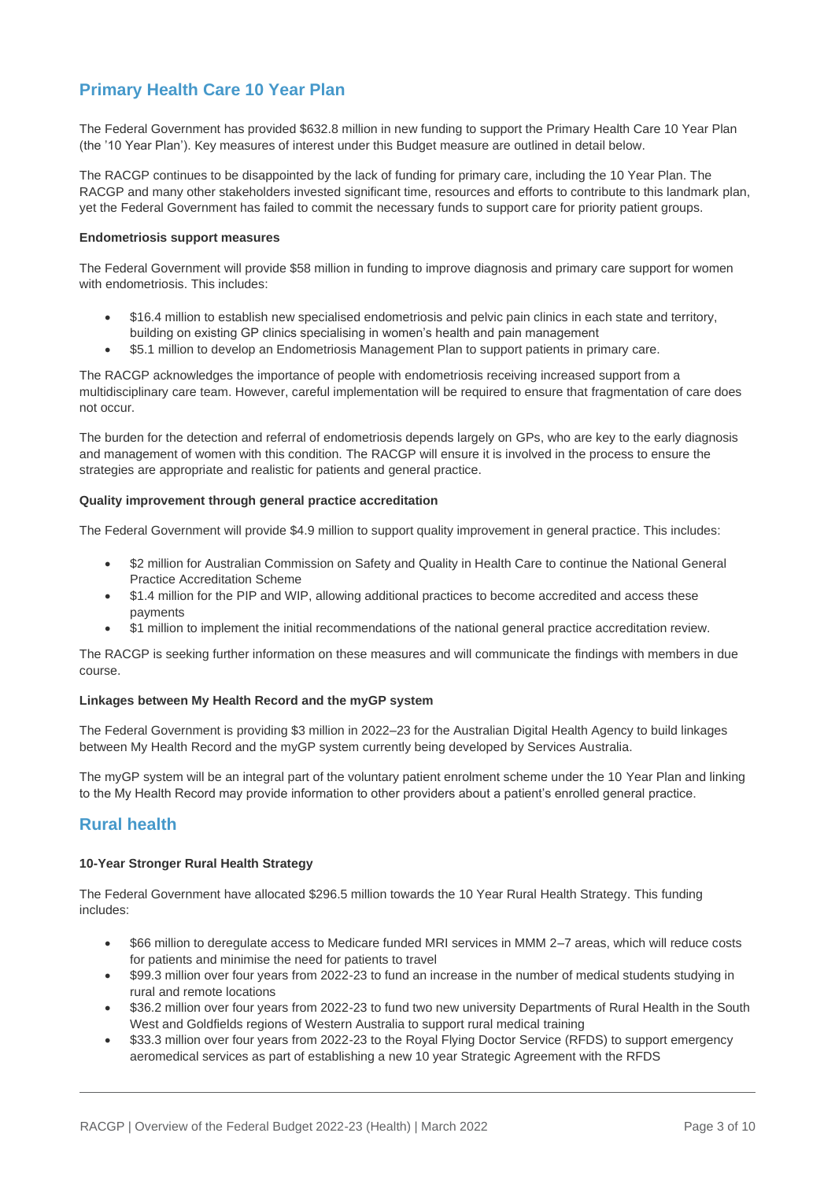## Primary Health Care 10 Year Plan

The Federal Government has provided $632.8 million in new funding to support the Primary Health Care 10 Year Plan (the '10 Year Plan'). Key measures of interest under this Budget measure are outlined in detail below.

The RACGP continues to be disappointed by the lack of funding for primary care, including the 10 Year Plan. The RACGP and many other stakeholders invested significant time, resources and efforts to contribute to this landmark plan, yet the Federal Government has failed to commit the necessary funds to support care for priority patient groups.

#### Endometriosis support measures

The Federal Government will provide $58 million in funding to improve diagnosis and primary care support for women with endometriosis. This includes:

- $16.4 million to establish new specialised endometriosis and pelvic pain clinics in each state and territory, building on existing GP clinics specialising in women's health and pain management
- $5.1 million to develop an Endometriosis Management Plan to support patients in primary care.

The RACGP acknowledges the importance of people with endometriosis receiving increased support from a multidisciplinary care team. However, careful implementation will be required to ensure that fragmentation of care does not occur.

The burden for the detection and referral of endometriosis depends largely on GPs, who are key to the early diagnosis and management of women with this condition. The RACGP will ensure it is involved in the process to ensure the strategies are appropriate and realistic for patients and general practice.

#### Quality improvement through general practice accreditation

The Federal Government will provide $4.9 million to support quality improvement in general practice. This includes:

- $2 million for Australian Commission on Safety and Quality in Health Care to continue the National General Practice Accreditation Scheme
- $1.4 million for the PIP and WIP, allowing additional practices to become accredited and access these payments
- $1 million to implement the initial recommendations of the national general practice accreditation review.

The RACGP is seeking further information on these measures and will communicate the findings with members in due course.

#### Linkages between My Health Record and the myGP system

The Federal Government is providing $3 million in 2022–23 for the Australian Digital Health Agency to build linkages between My Health Record and the myGP system currently being developed by Services Australia.

The myGP system will be an integral part of the voluntary patient enrolment scheme under the 10 Year Plan and linking to the My Health Record may provide information to other providers about a patient's enrolled general practice.

## Rural health

#### 10-Year Stronger Rural Health Strategy

The Federal Government have allocated $296.5 million towards the 10 Year Rural Health Strategy. This funding includes:

- $66 million to deregulate access to Medicare funded MRI services in MMM 2–7 areas, which will reduce costs for patients and minimise the need for patients to travel
- $99.3 million over four years from 2022-23 to fund an increase in the number of medical students studying in rural and remote locations
- $36.2 million over four years from 2022-23 to fund two new university Departments of Rural Health in the South West and Goldfields regions of Western Australia to support rural medical training
- $33.3 million over four years from 2022-23 to the Royal Flying Doctor Service (RFDS) to support emergency aeromedical services as part of establishing a new 10 year Strategic Agreement with the RFDS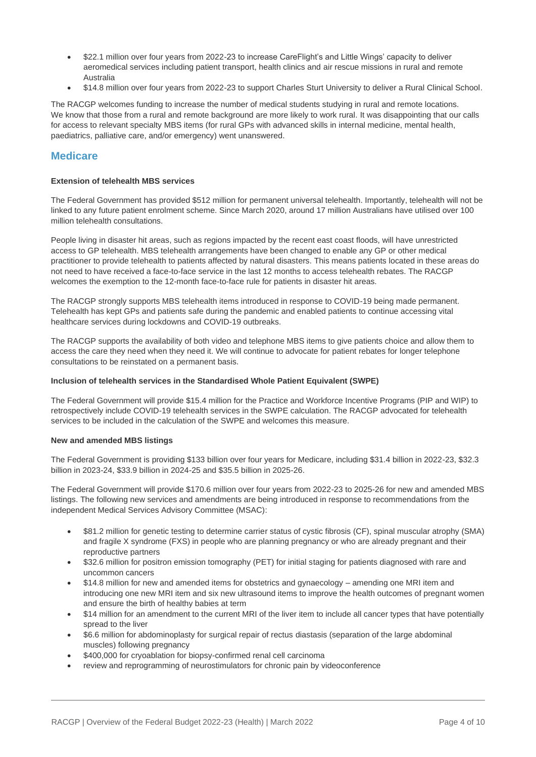- $22.1 million over four years from 2022-23 to increase CareFlight's and Little Wings' capacity to deliver aeromedical services including patient transport, health clinics and air rescue missions in rural and remote Australia
- $14.8 million over four years from 2022-23 to support Charles Sturt University to deliver a Rural Clinical School.

The RACGP welcomes funding to increase the number of medical students studying in rural and remote locations. We know that those from a rural and remote background are more likely to work rural. It was disappointing that our calls for access to relevant specialty MBS items (for rural GPs with advanced skills in internal medicine, mental health, paediatrics, palliative care, and/or emergency) went unanswered.

## Medicare

**Extension of telehealth MBS services**

The Federal Government has provided $512 million for permanent universal telehealth. Importantly, telehealth will not be linked to any future patient enrolment scheme. Since March 2020, around 17 million Australians have utilised over 100 million telehealth consultations.

People living in disaster hit areas, such as regions impacted by the recent east coast floods, will have unrestricted access to GP telehealth. MBS telehealth arrangements have been changed to enable any GP or other medical practitioner to provide telehealth to patients affected by natural disasters. This means patients located in these areas do not need to have received a face-to-face service in the last 12 months to access telehealth rebates. The RACGP welcomes the exemption to the 12-month face-to-face rule for patients in disaster hit areas.

The RACGP strongly supports MBS telehealth items introduced in response to COVID-19 being made permanent. Telehealth has kept GPs and patients safe during the pandemic and enabled patients to continue accessing vital healthcare services during lockdowns and COVID-19 outbreaks.

The RACGP supports the availability of both video and telephone MBS items to give patients choice and allow them to access the care they need when they need it. We will continue to advocate for patient rebates for longer telephone consultations to be reinstated on a permanent basis.

**Inclusion of telehealth services in the Standardised Whole Patient Equivalent (SWPE)**

The Federal Government will provide $15.4 million for the Practice and Workforce Incentive Programs (PIP and WIP) to retrospectively include COVID-19 telehealth services in the SWPE calculation. The RACGP advocated for telehealth services to be included in the calculation of the SWPE and welcomes this measure.

**New and amended MBS listings**

The Federal Government is providing $133 billion over four years for Medicare, including $31.4 billion in 2022-23, $32.3 billion in 2023-24, $33.9 billion in 2024-25 and $35.5 billion in 2025-26.

The Federal Government will provide $170.6 million over four years from 2022-23 to 2025-26 for new and amended MBS listings. The following new services and amendments are being introduced in response to recommendations from the independent Medical Services Advisory Committee (MSAC):

- $81.2 million for genetic testing to determine carrier status of cystic fibrosis (CF), spinal muscular atrophy (SMA) and fragile X syndrome (FXS) in people who are planning pregnancy or who are already pregnant and their reproductive partners
- $32.6 million for positron emission tomography (PET) for initial staging for patients diagnosed with rare and uncommon cancers
- $14.8 million for new and amended items for obstetrics and gynaecology – amending one MRI item and introducing one new MRI item and six new ultrasound items to improve the health outcomes of pregnant women and ensure the birth of healthy babies at term
- $14 million for an amendment to the current MRI of the liver item to include all cancer types that have potentially spread to the liver
- $6.6 million for abdominoplasty for surgical repair of rectus diastasis (separation of the large abdominal muscles) following pregnancy
- $400,000 for cryoablation for biopsy-confirmed renal cell carcinoma
- review and reprogramming of neurostimulators for chronic pain by videoconference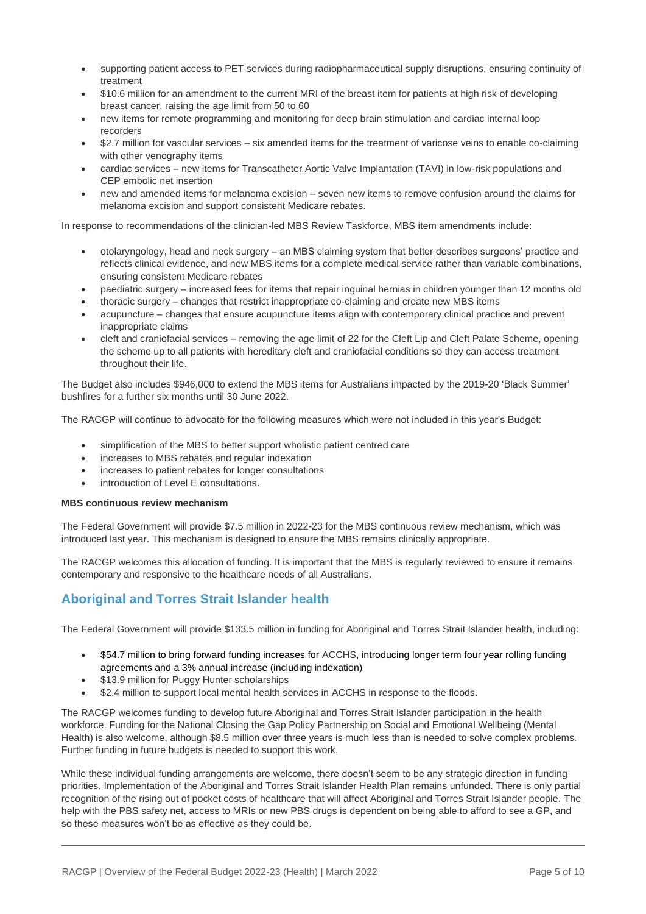- supporting patient access to PET services during radiopharmaceutical supply disruptions, ensuring continuity of treatment
- $10.6 million for an amendment to the current MRI of the breast item for patients at high risk of developing breast cancer, raising the age limit from 50 to 60
- new items for remote programming and monitoring for deep brain stimulation and cardiac internal loop recorders
- $2.7 million for vascular services – six amended items for the treatment of varicose veins to enable co-claiming with other venography items
- cardiac services – new items for Transcatheter Aortic Valve Implantation (TAVI) in low-risk populations and CEP embolic net insertion
- new and amended items for melanoma excision – seven new items to remove confusion around the claims for melanoma excision and support consistent Medicare rebates.

In response to recommendations of the clinician-led MBS Review Taskforce, MBS item amendments include:

- otolaryngology, head and neck surgery – an MBS claiming system that better describes surgeons' practice and reflects clinical evidence, and new MBS items for a complete medical service rather than variable combinations, ensuring consistent Medicare rebates
- paediatric surgery – increased fees for items that repair inguinal hernias in children younger than 12 months old
- thoracic surgery – changes that restrict inappropriate co-claiming and create new MBS items
- acupuncture – changes that ensure acupuncture items align with contemporary clinical practice and prevent inappropriate claims
- cleft and craniofacial services – removing the age limit of 22 for the Cleft Lip and Cleft Palate Scheme, opening the scheme up to all patients with hereditary cleft and craniofacial conditions so they can access treatment throughout their life.

The Budget also includes $946,000 to extend the MBS items for Australians impacted by the 2019-20 'Black Summer' bushfires for a further six months until 30 June 2022.

The RACGP will continue to advocate for the following measures which were not included in this year's Budget:

- simplification of the MBS to better support wholistic patient centred care
- increases to MBS rebates and regular indexation
- increases to patient rebates for longer consultations
- introduction of Level E consultations.

**MBS continuous review mechanism**

The Federal Government will provide $7.5 million in 2022-23 for the MBS continuous review mechanism, which was introduced last year. This mechanism is designed to ensure the MBS remains clinically appropriate.

The RACGP welcomes this allocation of funding. It is important that the MBS is regularly reviewed to ensure it remains contemporary and responsive to the healthcare needs of all Australians.

## Aboriginal and Torres Strait Islander health

The Federal Government will provide $133.5 million in funding for Aboriginal and Torres Strait Islander health, including:

- $54.7 million to bring forward funding increases for ACCHS, introducing longer term four year rolling funding agreements and a 3% annual increase (including indexation)
- $13.9 million for Puggy Hunter scholarships
- $2.4 million to support local mental health services in ACCHS in response to the floods.

The RACGP welcomes funding to develop future Aboriginal and Torres Strait Islander participation in the health workforce. Funding for the National Closing the Gap Policy Partnership on Social and Emotional Wellbeing (Mental Health) is also welcome, although $8.5 million over three years is much less than is needed to solve complex problems. Further funding in future budgets is needed to support this work.

While these individual funding arrangements are welcome, there doesn't seem to be any strategic direction in funding priorities. Implementation of the Aboriginal and Torres Strait Islander Health Plan remains unfunded. There is only partial recognition of the rising out of pocket costs of healthcare that will affect Aboriginal and Torres Strait Islander people. The help with the PBS safety net, access to MRIs or new PBS drugs is dependent on being able to afford to see a GP, and so these measures won't be as effective as they could be.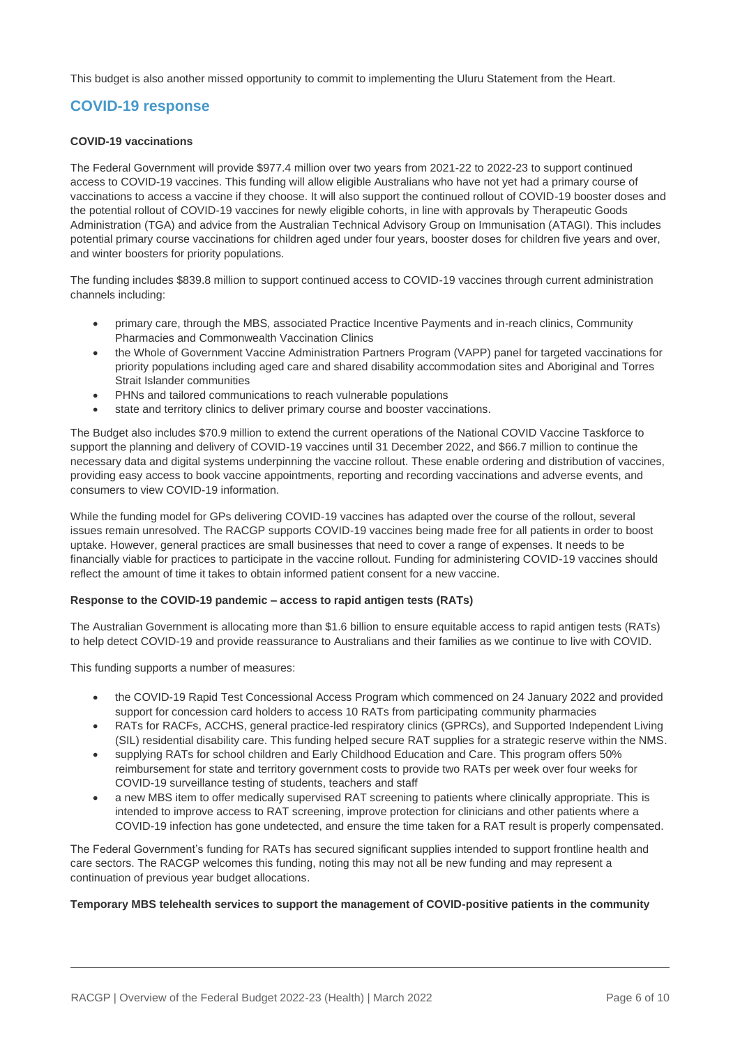This budget is also another missed opportunity to commit to implementing the Uluru Statement from the Heart.

## COVID-19 response

**COVID-19 vaccinations**

The Federal Government will provide $977.4 million over two years from 2021-22 to 2022-23 to support continued access to COVID-19 vaccines. This funding will allow eligible Australians who have not yet had a primary course of vaccinations to access a vaccine if they choose. It will also support the continued rollout of COVID-19 booster doses and the potential rollout of COVID-19 vaccines for newly eligible cohorts, in line with approvals by Therapeutic Goods Administration (TGA) and advice from the Australian Technical Advisory Group on Immunisation (ATAGI). This includes potential primary course vaccinations for children aged under four years, booster doses for children five years and over, and winter boosters for priority populations.

The funding includes $839.8 million to support continued access to COVID-19 vaccines through current administration channels including:

- primary care, through the MBS, associated Practice Incentive Payments and in-reach clinics, Community Pharmacies and Commonwealth Vaccination Clinics
- the Whole of Government Vaccine Administration Partners Program (VAPP) panel for targeted vaccinations for priority populations including aged care and shared disability accommodation sites and Aboriginal and Torres Strait Islander communities
- PHNs and tailored communications to reach vulnerable populations
- state and territory clinics to deliver primary course and booster vaccinations.

The Budget also includes $70.9 million to extend the current operations of the National COVID Vaccine Taskforce to support the planning and delivery of COVID-19 vaccines until 31 December 2022, and $66.7 million to continue the necessary data and digital systems underpinning the vaccine rollout. These enable ordering and distribution of vaccines, providing easy access to book vaccine appointments, reporting and recording vaccinations and adverse events, and consumers to view COVID-19 information.

While the funding model for GPs delivering COVID-19 vaccines has adapted over the course of the rollout, several issues remain unresolved. The RACGP supports COVID-19 vaccines being made free for all patients in order to boost uptake. However, general practices are small businesses that need to cover a range of expenses. It needs to be financially viable for practices to participate in the vaccine rollout. Funding for administering COVID-19 vaccines should reflect the amount of time it takes to obtain informed patient consent for a new vaccine.

**Response to the COVID-19 pandemic – access to rapid antigen tests (RATs)**

The Australian Government is allocating more than $1.6 billion to ensure equitable access to rapid antigen tests (RATs) to help detect COVID-19 and provide reassurance to Australians and their families as we continue to live with COVID.

This funding supports a number of measures:

- the COVID-19 Rapid Test Concessional Access Program which commenced on 24 January 2022 and provided support for concession card holders to access 10 RATs from participating community pharmacies
- RATs for RACFs, ACCHS, general practice-led respiratory clinics (GPRCs), and Supported Independent Living (SIL) residential disability care. This funding helped secure RAT supplies for a strategic reserve within the NMS.
- supplying RATs for school children and Early Childhood Education and Care. This program offers 50% reimbursement for state and territory government costs to provide two RATs per week over four weeks for COVID-19 surveillance testing of students, teachers and staff
- a new MBS item to offer medically supervised RAT screening to patients where clinically appropriate. This is intended to improve access to RAT screening, improve protection for clinicians and other patients where a COVID-19 infection has gone undetected, and ensure the time taken for a RAT result is properly compensated.

The Federal Government's funding for RATs has secured significant supplies intended to support frontline health and care sectors. The RACGP welcomes this funding, noting this may not all be new funding and may represent a continuation of previous year budget allocations.

**Temporary MBS telehealth services to support the management of COVID-positive patients in the community**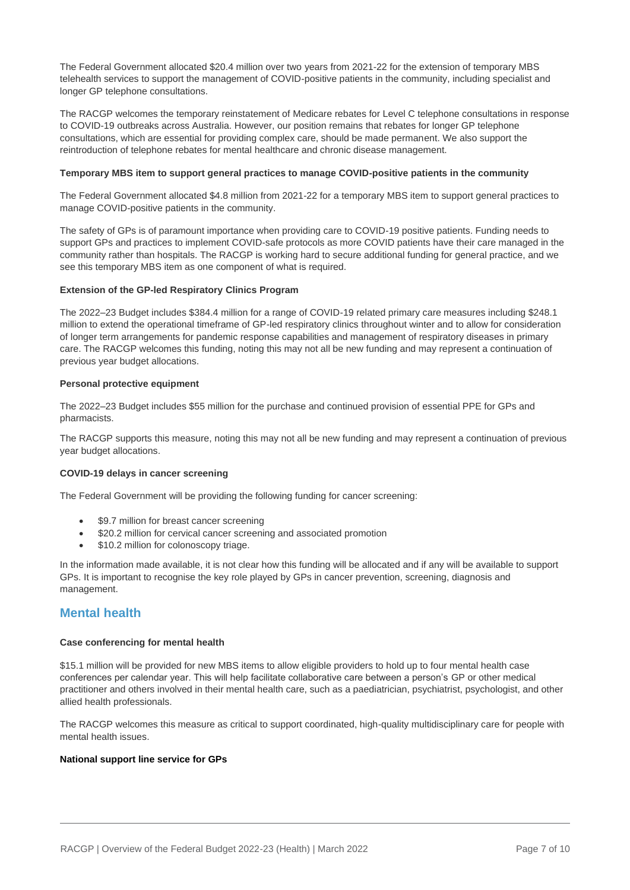The Federal Government allocated $20.4 million over two years from 2021-22 for the extension of temporary MBS telehealth services to support the management of COVID-positive patients in the community, including specialist and longer GP telephone consultations.

The RACGP welcomes the temporary reinstatement of Medicare rebates for Level C telephone consultations in response to COVID-19 outbreaks across Australia. However, our position remains that rebates for longer GP telephone consultations, which are essential for providing complex care, should be made permanent. We also support the reintroduction of telephone rebates for mental healthcare and chronic disease management.

**Temporary MBS item to support general practices to manage COVID-positive patients in the community**

The Federal Government allocated $4.8 million from 2021-22 for a temporary MBS item to support general practices to manage COVID-positive patients in the community.

The safety of GPs is of paramount importance when providing care to COVID-19 positive patients. Funding needs to support GPs and practices to implement COVID-safe protocols as more COVID patients have their care managed in the community rather than hospitals. The RACGP is working hard to secure additional funding for general practice, and we see this temporary MBS item as one component of what is required.

**Extension of the GP-led Respiratory Clinics Program**

The 2022–23 Budget includes $384.4 million for a range of COVID-19 related primary care measures including $248.1 million to extend the operational timeframe of GP-led respiratory clinics throughout winter and to allow for consideration of longer term arrangements for pandemic response capabilities and management of respiratory diseases in primary care. The RACGP welcomes this funding, noting this may not all be new funding and may represent a continuation of previous year budget allocations.

**Personal protective equipment**

The 2022–23 Budget includes $55 million for the purchase and continued provision of essential PPE for GPs and pharmacists.

The RACGP supports this measure, noting this may not all be new funding and may represent a continuation of previous year budget allocations.

**COVID-19 delays in cancer screening**

The Federal Government will be providing the following funding for cancer screening:

- $9.7 million for breast cancer screening
- $20.2 million for cervical cancer screening and associated promotion
- $10.2 million for colonoscopy triage.

In the information made available, it is not clear how this funding will be allocated and if any will be available to support GPs. It is important to recognise the key role played by GPs in cancer prevention, screening, diagnosis and management.

## Mental health

**Case conferencing for mental health**

$15.1 million will be provided for new MBS items to allow eligible providers to hold up to four mental health case conferences per calendar year. This will help facilitate collaborative care between a person's GP or other medical practitioner and others involved in their mental health care, such as a paediatrician, psychiatrist, psychologist, and other allied health professionals.

The RACGP welcomes this measure as critical to support coordinated, high-quality multidisciplinary care for people with mental health issues.

**National support line service for GPs**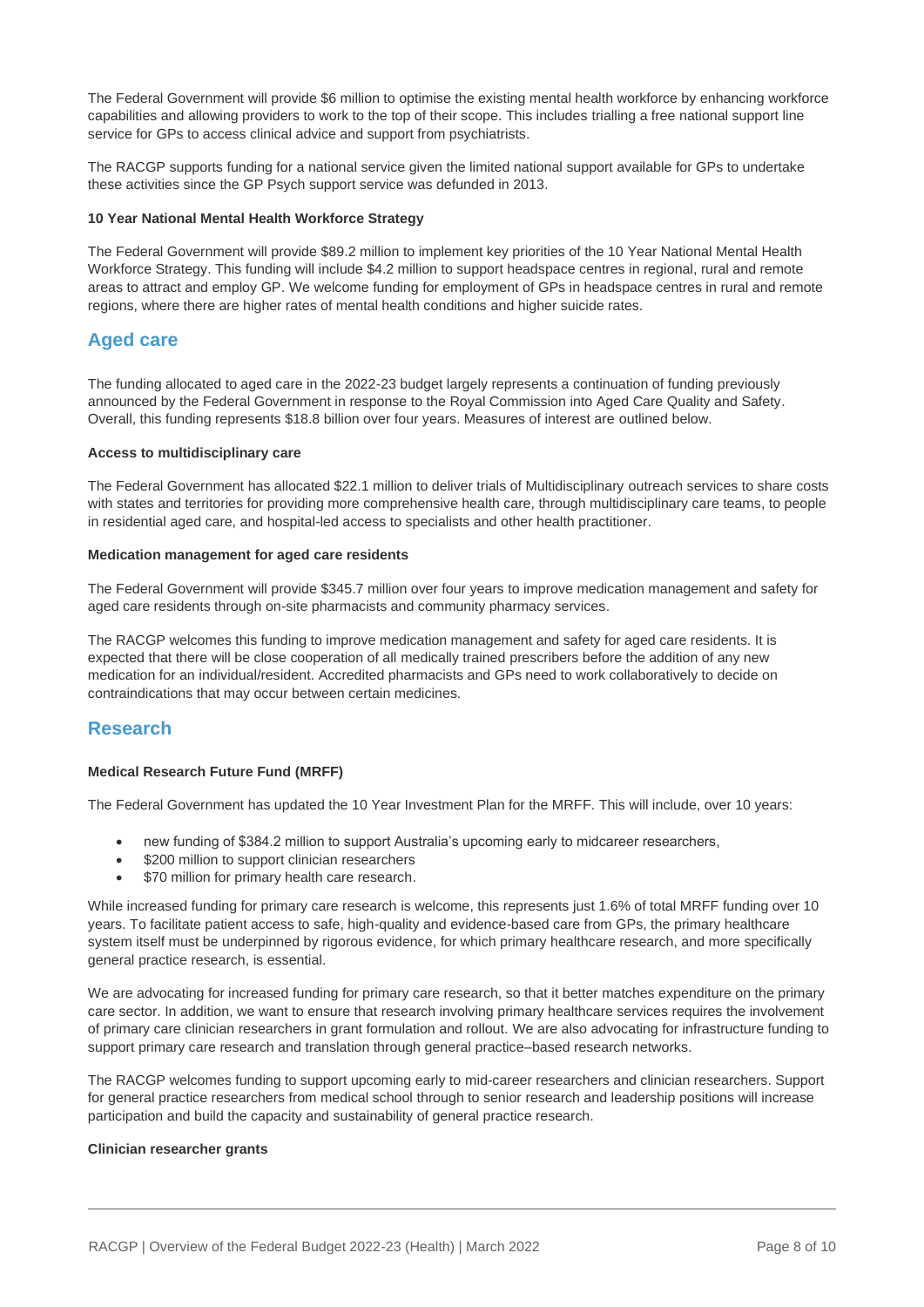The Federal Government will provide $6 million to optimise the existing mental health workforce by enhancing workforce capabilities and allowing providers to work to the top of their scope. This includes trialling a free national support line service for GPs to access clinical advice and support from psychiatrists.

The RACGP supports funding for a national service given the limited national support available for GPs to undertake these activities since the GP Psych support service was defunded in 2013.

**10 Year National Mental Health Workforce Strategy**

The Federal Government will provide $89.2 million to implement key priorities of the 10 Year National Mental Health Workforce Strategy. This funding will include $4.2 million to support headspace centres in regional, rural and remote areas to attract and employ GP. We welcome funding for employment of GPs in headspace centres in rural and remote regions, where there are higher rates of mental health conditions and higher suicide rates.

## Aged care

The funding allocated to aged care in the 2022-23 budget largely represents a continuation of funding previously announced by the Federal Government in response to the Royal Commission into Aged Care Quality and Safety. Overall, this funding represents $18.8 billion over four years. Measures of interest are outlined below.

**Access to multidisciplinary care**

The Federal Government has allocated $22.1 million to deliver trials of Multidisciplinary outreach services to share costs with states and territories for providing more comprehensive health care, through multidisciplinary care teams, to people in residential aged care, and hospital-led access to specialists and other health practitioner.

**Medication management for aged care residents**

The Federal Government will provide $345.7 million over four years to improve medication management and safety for aged care residents through on-site pharmacists and community pharmacy services.

The RACGP welcomes this funding to improve medication management and safety for aged care residents. It is expected that there will be close cooperation of all medically trained prescribers before the addition of any new medication for an individual/resident. Accredited pharmacists and GPs need to work collaboratively to decide on contraindications that may occur between certain medicines.

## Research

**Medical Research Future Fund (MRFF)**

The Federal Government has updated the 10 Year Investment Plan for the MRFF. This will include, over 10 years:

- new funding of $384.2 million to support Australia's upcoming early to midcareer researchers,
- $200 million to support clinician researchers
- $70 million for primary health care research.

While increased funding for primary care research is welcome, this represents just 1.6% of total MRFF funding over 10 years. To facilitate patient access to safe, high-quality and evidence-based care from GPs, the primary healthcare system itself must be underpinned by rigorous evidence, for which primary healthcare research, and more specifically general practice research, is essential.

We are advocating for increased funding for primary care research, so that it better matches expenditure on the primary care sector. In addition, we want to ensure that research involving primary healthcare services requires the involvement of primary care clinician researchers in grant formulation and rollout. We are also advocating for infrastructure funding to support primary care research and translation through general practice–based research networks.

The RACGP welcomes funding to support upcoming early to mid-career researchers and clinician researchers. Support for general practice researchers from medical school through to senior research and leadership positions will increase participation and build the capacity and sustainability of general practice research.

**Clinician researcher grants**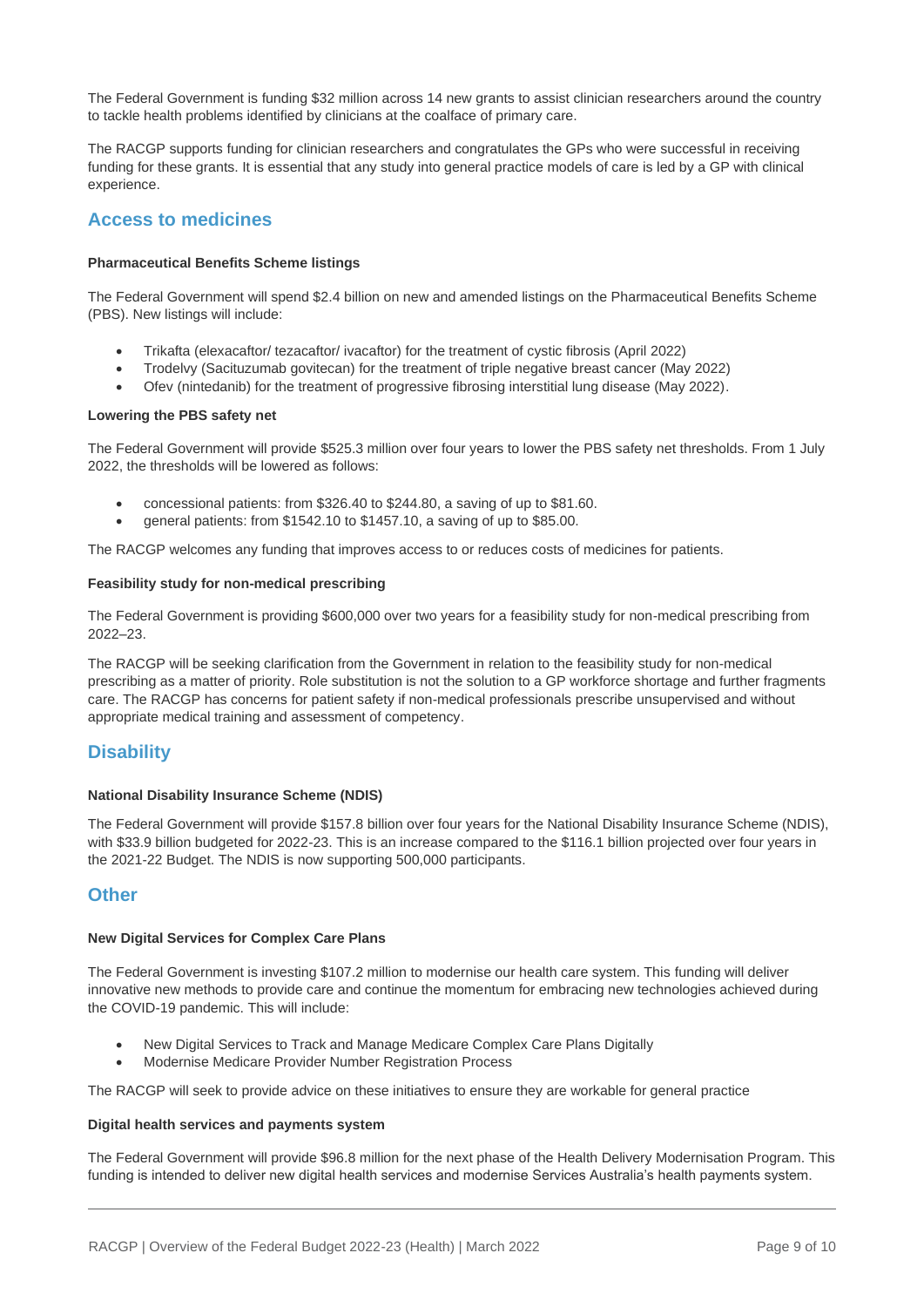The Federal Government is funding $32 million across 14 new grants to assist clinician researchers around the country to tackle health problems identified by clinicians at the coalface of primary care.

The RACGP supports funding for clinician researchers and congratulates the GPs who were successful in receiving funding for these grants. It is essential that any study into general practice models of care is led by a GP with clinical experience.

## Access to medicines

**Pharmaceutical Benefits Scheme listings**

The Federal Government will spend $2.4 billion on new and amended listings on the Pharmaceutical Benefits Scheme (PBS). New listings will include:

- Trikafta (elexacaftor/ tezacaftor/ ivacaftor) for the treatment of cystic fibrosis (April 2022)
- Trodelvy (Sacituzumab govitecan) for the treatment of triple negative breast cancer (May 2022)
- Ofev (nintedanib) for the treatment of progressive fibrosing interstitial lung disease (May 2022).

**Lowering the PBS safety net**

The Federal Government will provide $525.3 million over four years to lower the PBS safety net thresholds. From 1 July 2022, the thresholds will be lowered as follows:

- concessional patients: from $326.40 to $244.80, a saving of up to $81.60.
- general patients: from $1542.10 to $1457.10, a saving of up to $85.00.

The RACGP welcomes any funding that improves access to or reduces costs of medicines for patients.

**Feasibility study for non-medical prescribing**

The Federal Government is providing $600,000 over two years for a feasibility study for non-medical prescribing from 2022–23.

The RACGP will be seeking clarification from the Government in relation to the feasibility study for non-medical prescribing as a matter of priority. Role substitution is not the solution to a GP workforce shortage and further fragments care. The RACGP has concerns for patient safety if non-medical professionals prescribe unsupervised and without appropriate medical training and assessment of competency.

## Disability

**National Disability Insurance Scheme (NDIS)**

The Federal Government will provide $157.8 billion over four years for the National Disability Insurance Scheme (NDIS), with $33.9 billion budgeted for 2022-23. This is an increase compared to the $116.1 billion projected over four years in the 2021-22 Budget. The NDIS is now supporting 500,000 participants.

## Other

**New Digital Services for Complex Care Plans**

The Federal Government is investing $107.2 million to modernise our health care system. This funding will deliver innovative new methods to provide care and continue the momentum for embracing new technologies achieved during the COVID-19 pandemic. This will include:

- New Digital Services to Track and Manage Medicare Complex Care Plans Digitally
- Modernise Medicare Provider Number Registration Process

The RACGP will seek to provide advice on these initiatives to ensure they are workable for general practice

**Digital health services and payments system**

The Federal Government will provide $96.8 million for the next phase of the Health Delivery Modernisation Program. This funding is intended to deliver new digital health services and modernise Services Australia's health payments system.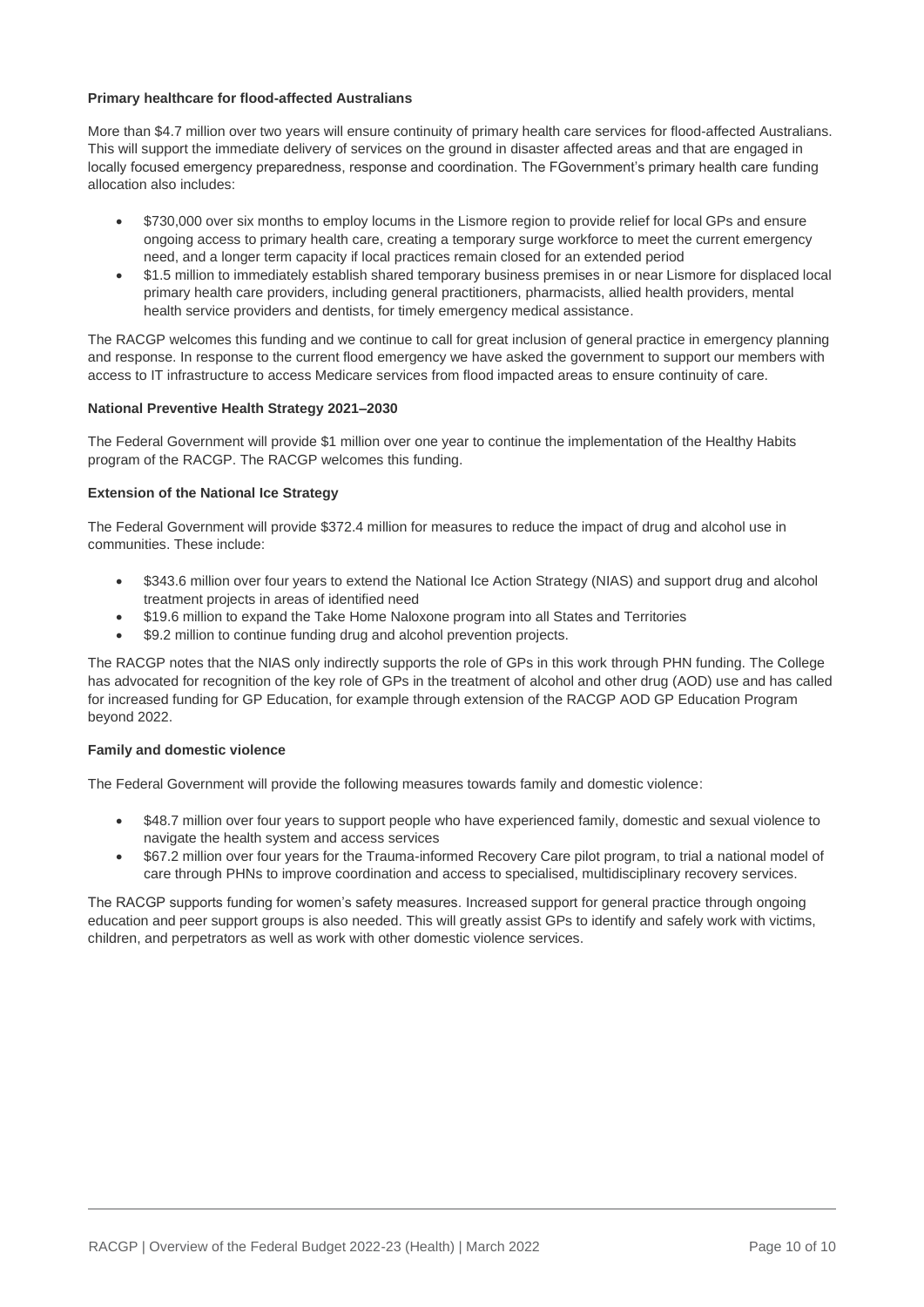**Primary healthcare for flood-affected Australians**

More than $4.7 million over two years will ensure continuity of primary health care services for flood-affected Australians. This will support the immediate delivery of services on the ground in disaster affected areas and that are engaged in locally focused emergency preparedness, response and coordination. The FGovernment's primary health care funding allocation also includes:

- $730,000 over six months to employ locums in the Lismore region to provide relief for local GPs and ensure ongoing access to primary health care, creating a temporary surge workforce to meet the current emergency need, and a longer term capacity if local practices remain closed for an extended period
- $1.5 million to immediately establish shared temporary business premises in or near Lismore for displaced local primary health care providers, including general practitioners, pharmacists, allied health providers, mental health service providers and dentists, for timely emergency medical assistance.

The RACGP welcomes this funding and we continue to call for great inclusion of general practice in emergency planning and response. In response to the current flood emergency we have asked the government to support our members with access to IT infrastructure to access Medicare services from flood impacted areas to ensure continuity of care.

**National Preventive Health Strategy 2021–2030**

The Federal Government will provide $1 million over one year to continue the implementation of the Healthy Habits program of the RACGP. The RACGP welcomes this funding.

**Extension of the National Ice Strategy**

The Federal Government will provide $372.4 million for measures to reduce the impact of drug and alcohol use in communities. These include:

- $343.6 million over four years to extend the National Ice Action Strategy (NIAS) and support drug and alcohol treatment projects in areas of identified need
- $19.6 million to expand the Take Home Naloxone program into all States and Territories
- $9.2 million to continue funding drug and alcohol prevention projects.

The RACGP notes that the NIAS only indirectly supports the role of GPs in this work through PHN funding. The College has advocated for recognition of the key role of GPs in the treatment of alcohol and other drug (AOD) use and has called for increased funding for GP Education, for example through extension of the RACGP AOD GP Education Program beyond 2022.

**Family and domestic violence**

The Federal Government will provide the following measures towards family and domestic violence:

- $48.7 million over four years to support people who have experienced family, domestic and sexual violence to navigate the health system and access services
- $67.2 million over four years for the Trauma-informed Recovery Care pilot program, to trial a national model of care through PHNs to improve coordination and access to specialised, multidisciplinary recovery services.

The RACGP supports funding for women's safety measures. Increased support for general practice through ongoing education and peer support groups is also needed. This will greatly assist GPs to identify and safely work with victims, children, and perpetrators as well as work with other domestic violence services.